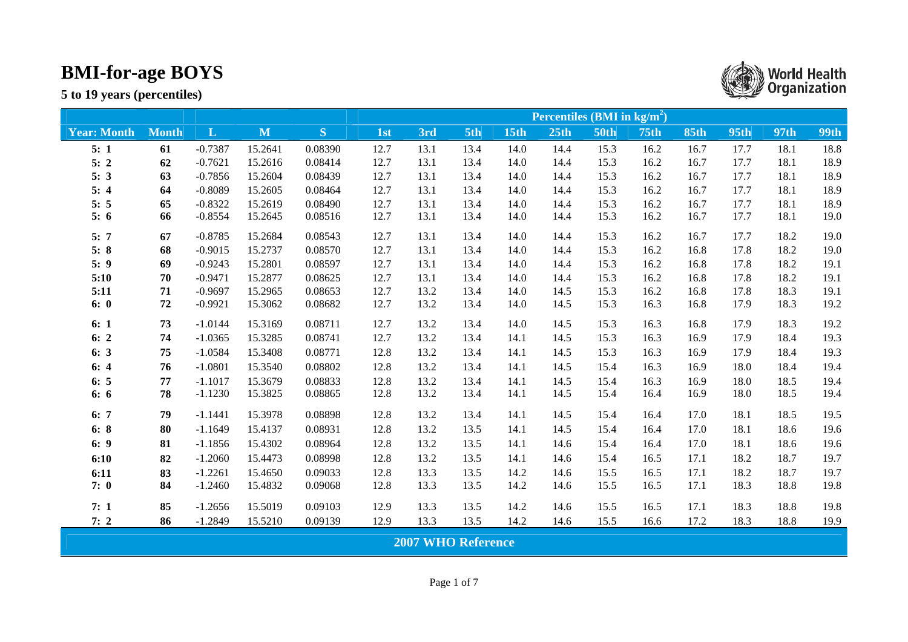# BMI-for-age BOYS

## 5 to 19 years (percentiles)

| Year: Month | Month | L | M | S | Percentiles (BMI in kg/m$^2$) | | | | | | | | | | |
|---|---|---|---|---|---|---|---|---|---|---|---|---|---|---|---|
| | | | | | 1st | 3rd | 5th | 15th | 25th | 50th | 75th | 85th | 95th | 97th | 99th |
| 5: 1 | 61 | -0.7387 | 15.2641 | 0.08390 | 12.7 | 13.1 | 13.4 | 14.0 | 14.4 | 15.3 | 16.2 | 16.7 | 17.7 | 18.1 | 18.8 |
| 5: 2 | 62 | -0.7621 | 15.2616 | 0.08414 | 12.7 | 13.1 | 13.4 | 14.0 | 14.4 | 15.3 | 16.2 | 16.7 | 17.7 | 18.1 | 18.9 |
| 5: 3 | 63 | -0.7856 | 15.2604 | 0.08439 | 12.7 | 13.1 | 13.4 | 14.0 | 14.4 | 15.3 | 16.2 | 16.7 | 17.7 | 18.1 | 18.9 |
| 5: 4 | 64 | -0.8089 | 15.2605 | 0.08464 | 12.7 | 13.1 | 13.4 | 14.0 | 14.4 | 15.3 | 16.2 | 16.7 | 17.7 | 18.1 | 18.9 |
| 5: 5 | 65 | -0.8322 | 15.2619 | 0.08490 | 12.7 | 13.1 | 13.4 | 14.0 | 14.4 | 15.3 | 16.2 | 16.7 | 17.7 | 18.1 | 18.9 |
| 5: 6 | 66 | -0.8554 | 15.2645 | 0.08516 | 12.7 | 13.1 | 13.4 | 14.0 | 14.4 | 15.3 | 16.2 | 16.7 | 17.7 | 18.1 | 19.0 |
| 5: 7 | 67 | -0.8785 | 15.2684 | 0.08543 | 12.7 | 13.1 | 13.4 | 14.0 | 14.4 | 15.3 | 16.2 | 16.7 | 17.7 | 18.2 | 19.0 |
| 5: 8 | 68 | -0.9015 | 15.2737 | 0.08570 | 12.7 | 13.1 | 13.4 | 14.0 | 14.4 | 15.3 | 16.2 | 16.8 | 17.8 | 18.2 | 19.0 |
| 5: 9 | 69 | -0.9243 | 15.2801 | 0.08597 | 12.7 | 13.1 | 13.4 | 14.0 | 14.4 | 15.3 | 16.2 | 16.8 | 17.8 | 18.2 | 19.1 |
| 5:10 | 70 | -0.9471 | 15.2877 | 0.08625 | 12.7 | 13.1 | 13.4 | 14.0 | 14.4 | 15.3 | 16.2 | 16.8 | 17.8 | 18.2 | 19.1 |
| 5:11 | 71 | -0.9697 | 15.2965 | 0.08653 | 12.7 | 13.2 | 13.4 | 14.0 | 14.5 | 15.3 | 16.2 | 16.8 | 17.8 | 18.3 | 19.1 |
| 6: 0 | 72 | -0.9921 | 15.3062 | 0.08682 | 12.7 | 13.2 | 13.4 | 14.0 | 14.5 | 15.3 | 16.3 | 16.8 | 17.9 | 18.3 | 19.2 |
| 6: 1 | 73 | -1.0144 | 15.3169 | 0.08711 | 12.7 | 13.2 | 13.4 | 14.0 | 14.5 | 15.3 | 16.3 | 16.8 | 17.9 | 18.3 | 19.2 |
| 6: 2 | 74 | -1.0365 | 15.3285 | 0.08741 | 12.7 | 13.2 | 13.4 | 14.1 | 14.5 | 15.3 | 16.3 | 16.9 | 17.9 | 18.4 | 19.3 |
| 6: 3 | 75 | -1.0584 | 15.3408 | 0.08771 | 12.8 | 13.2 | 13.4 | 14.1 | 14.5 | 15.3 | 16.3 | 16.9 | 17.9 | 18.4 | 19.3 |
| 6: 4 | 76 | -1.0801 | 15.3540 | 0.08802 | 12.8 | 13.2 | 13.4 | 14.1 | 14.5 | 15.4 | 16.3 | 16.9 | 18.0 | 18.4 | 19.4 |
| 6: 5 | 77 | -1.1017 | 15.3679 | 0.08833 | 12.8 | 13.2 | 13.4 | 14.1 | 14.5 | 15.4 | 16.3 | 16.9 | 18.0 | 18.5 | 19.4 |
| 6: 6 | 78 | -1.1230 | 15.3825 | 0.08865 | 12.8 | 13.2 | 13.4 | 14.1 | 14.5 | 15.4 | 16.4 | 16.9 | 18.0 | 18.5 | 19.4 |
| 6: 7 | 79 | -1.1441 | 15.3978 | 0.08898 | 12.8 | 13.2 | 13.4 | 14.1 | 14.5 | 15.4 | 16.4 | 17.0 | 18.1 | 18.5 | 19.5 |
| 6: 8 | 80 | -1.1649 | 15.4137 | 0.08931 | 12.8 | 13.2 | 13.5 | 14.1 | 14.5 | 15.4 | 16.4 | 17.0 | 18.1 | 18.6 | 19.6 |
| 6: 9 | 81 | -1.1856 | 15.4302 | 0.08964 | 12.8 | 13.2 | 13.5 | 14.1 | 14.6 | 15.4 | 16.4 | 17.0 | 18.1 | 18.6 | 19.6 |
| 6:10 | 82 | -1.2060 | 15.4473 | 0.08998 | 12.8 | 13.2 | 13.5 | 14.1 | 14.6 | 15.4 | 16.5 | 17.1 | 18.2 | 18.7 | 19.7 |
| 6:11 | 83 | -1.2261 | 15.4650 | 0.09033 | 12.8 | 13.3 | 13.5 | 14.2 | 14.6 | 15.5 | 16.5 | 17.1 | 18.2 | 18.7 | 19.7 |
| 7: 0 | 84 | -1.2460 | 15.4832 | 0.09068 | 12.8 | 13.3 | 13.5 | 14.2 | 14.6 | 15.5 | 16.5 | 17.1 | 18.3 | 18.8 | 19.8 |
| 7: 1 | 85 | -1.2656 | 15.5019 | 0.09103 | 12.9 | 13.3 | 13.5 | 14.2 | 14.6 | 15.5 | 16.5 | 17.1 | 18.3 | 18.8 | 19.8 |
| 7: 2 | 86 | -1.2849 | 15.5210 | 0.09139 | 12.9 | 13.3 | 13.5 | 14.2 | 14.6 | 15.5 | 16.6 | 17.2 | 18.3 | 18.8 | 19.9 |

2007 WHO Reference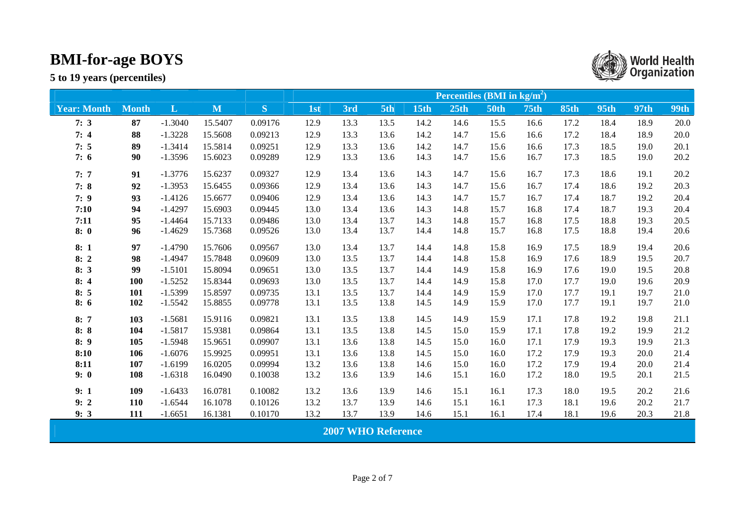# BMI-for-age BOYS

**5 to 19 years (percentiles)**

| Year: Month | Month | L | M | S | Percentiles (BMI in kg/m$^2$) | | | | | | | | | | |
|---|---|---|---|---|---|---|---|---|---|---|---|---|---|---|---|
| | | | | | 1st | 3rd | 5th | 15th | 25th | 50th | 75th | 85th | 95th | 97th | 99th |
| 7: 3 | 87 | -1.3040 | 15.5407 | 0.09176 | 12.9 | 13.3 | 13.5 | 14.2 | 14.6 | 15.5 | 16.6 | 17.2 | 18.4 | 18.9 | 20.0 |
| 7: 4 | 88 | -1.3228 | 15.5608 | 0.09213 | 12.9 | 13.3 | 13.6 | 14.2 | 14.7 | 15.6 | 16.6 | 17.2 | 18.4 | 18.9 | 20.0 |
| 7: 5 | 89 | -1.3414 | 15.5814 | 0.09251 | 12.9 | 13.3 | 13.6 | 14.2 | 14.7 | 15.6 | 16.6 | 17.3 | 18.5 | 19.0 | 20.1 |
| 7: 6 | 90 | -1.3596 | 15.6023 | 0.09289 | 12.9 | 13.3 | 13.6 | 14.3 | 14.7 | 15.6 | 16.7 | 17.3 | 18.5 | 19.0 | 20.2 |
| 7: 7 | 91 | -1.3776 | 15.6237 | 0.09327 | 12.9 | 13.4 | 13.6 | 14.3 | 14.7 | 15.6 | 16.7 | 17.3 | 18.6 | 19.1 | 20.2 |
| 7: 8 | 92 | -1.3953 | 15.6455 | 0.09366 | 12.9 | 13.4 | 13.6 | 14.3 | 14.7 | 15.6 | 16.7 | 17.4 | 18.6 | 19.2 | 20.3 |
| 7: 9 | 93 | -1.4126 | 15.6677 | 0.09406 | 12.9 | 13.4 | 13.6 | 14.3 | 14.7 | 15.7 | 16.7 | 17.4 | 18.7 | 19.2 | 20.4 |
| 7:10 | 94 | -1.4297 | 15.6903 | 0.09445 | 13.0 | 13.4 | 13.6 | 14.3 | 14.8 | 15.7 | 16.8 | 17.4 | 18.7 | 19.3 | 20.4 |
| 7:11 | 95 | -1.4464 | 15.7133 | 0.09486 | 13.0 | 13.4 | 13.7 | 14.3 | 14.8 | 15.7 | 16.8 | 17.5 | 18.8 | 19.3 | 20.5 |
| 8: 0 | 96 | -1.4629 | 15.7368 | 0.09526 | 13.0 | 13.4 | 13.7 | 14.4 | 14.8 | 15.7 | 16.8 | 17.5 | 18.8 | 19.4 | 20.6 |
| 8: 1 | 97 | -1.4790 | 15.7606 | 0.09567 | 13.0 | 13.4 | 13.7 | 14.4 | 14.8 | 15.8 | 16.9 | 17.5 | 18.9 | 19.4 | 20.6 |
| 8: 2 | 98 | -1.4947 | 15.7848 | 0.09609 | 13.0 | 13.5 | 13.7 | 14.4 | 14.8 | 15.8 | 16.9 | 17.6 | 18.9 | 19.5 | 20.7 |
| 8: 3 | 99 | -1.5101 | 15.8094 | 0.09651 | 13.0 | 13.5 | 13.7 | 14.4 | 14.9 | 15.8 | 16.9 | 17.6 | 19.0 | 19.5 | 20.8 |
| 8: 4 | 100 | -1.5252 | 15.8344 | 0.09693 | 13.0 | 13.5 | 13.7 | 14.4 | 14.9 | 15.8 | 17.0 | 17.7 | 19.0 | 19.6 | 20.9 |
| 8: 5 | 101 | -1.5399 | 15.8597 | 0.09735 | 13.1 | 13.5 | 13.7 | 14.4 | 14.9 | 15.9 | 17.0 | 17.7 | 19.1 | 19.7 | 21.0 |
| 8: 6 | 102 | -1.5542 | 15.8855 | 0.09778 | 13.1 | 13.5 | 13.8 | 14.5 | 14.9 | 15.9 | 17.0 | 17.7 | 19.1 | 19.7 | 21.0 |
| 8: 7 | 103 | -1.5681 | 15.9116 | 0.09821 | 13.1 | 13.5 | 13.8 | 14.5 | 14.9 | 15.9 | 17.1 | 17.8 | 19.2 | 19.8 | 21.1 |
| 8: 8 | 104 | -1.5817 | 15.9381 | 0.09864 | 13.1 | 13.5 | 13.8 | 14.5 | 15.0 | 15.9 | 17.1 | 17.8 | 19.2 | 19.9 | 21.2 |
| 8: 9 | 105 | -1.5948 | 15.9651 | 0.09907 | 13.1 | 13.6 | 13.8 | 14.5 | 15.0 | 16.0 | 17.1 | 17.9 | 19.3 | 19.9 | 21.3 |
| 8:10 | 106 | -1.6076 | 15.9925 | 0.09951 | 13.1 | 13.6 | 13.8 | 14.5 | 15.0 | 16.0 | 17.2 | 17.9 | 19.3 | 20.0 | 21.4 |
| 8:11 | 107 | -1.6199 | 16.0205 | 0.09994 | 13.2 | 13.6 | 13.8 | 14.6 | 15.0 | 16.0 | 17.2 | 17.9 | 19.4 | 20.0 | 21.4 |
| 9: 0 | 108 | -1.6318 | 16.0490 | 0.10038 | 13.2 | 13.6 | 13.9 | 14.6 | 15.1 | 16.0 | 17.2 | 18.0 | 19.5 | 20.1 | 21.5 |
| 9: 1 | 109 | -1.6433 | 16.0781 | 0.10082 | 13.2 | 13.6 | 13.9 | 14.6 | 15.1 | 16.1 | 17.3 | 18.0 | 19.5 | 20.2 | 21.6 |
| 9: 2 | 110 | -1.6544 | 16.1078 | 0.10126 | 13.2 | 13.7 | 13.9 | 14.6 | 15.1 | 16.1 | 17.3 | 18.1 | 19.6 | 20.2 | 21.7 |
| 9: 3 | 111 | -1.6651 | 16.1381 | 0.10170 | 13.2 | 13.7 | 13.9 | 14.6 | 15.1 | 16.1 | 17.4 | 18.1 | 19.6 | 20.3 | 21.8 |

**2007 WHO Reference**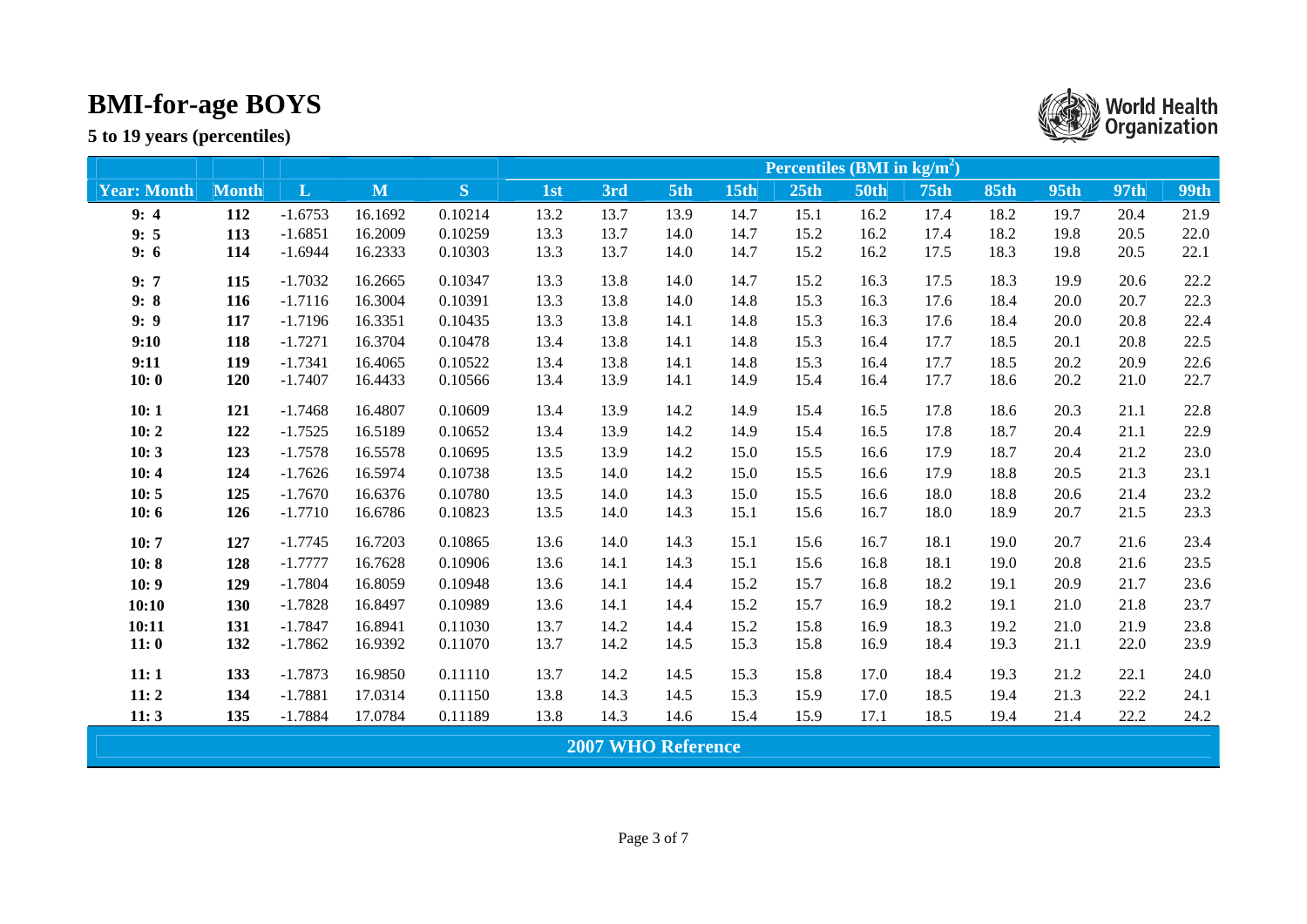# BMI-for-age BOYS

**5 to 19 years (percentiles)**

| | | | | | Percentiles (BMI in kg/m$^2$) | | | | | | | | | | |
|---|---|---|---|---|---|---|---|---|---|---|---|---|---|---|---|
| **Year: Month** | **Month** | **L** | **M** | **S** | **1st** | **3rd** | **5th** | **15th** | **25th** | **50th** | **75th** | **85th** | **95th** | **97th** | **99th** |
| **9: 4** | **112** | -1.6753 | 16.1692 | 0.10214 | 13.2 | 13.7 | 13.9 | 14.7 | 15.1 | 16.2 | 17.4 | 18.2 | 19.7 | 20.4 | 21.9 |
| **9: 5** | **113** | -1.6851 | 16.2009 | 0.10259 | 13.3 | 13.7 | 14.0 | 14.7 | 15.2 | 16.2 | 17.4 | 18.2 | 19.8 | 20.5 | 22.0 |
| **9: 6** | **114** | -1.6944 | 16.2333 | 0.10303 | 13.3 | 13.7 | 14.0 | 14.7 | 15.2 | 16.2 | 17.5 | 18.3 | 19.8 | 20.5 | 22.1 |
| **9: 7** | **115** | -1.7032 | 16.2665 | 0.10347 | 13.3 | 13.8 | 14.0 | 14.7 | 15.2 | 16.3 | 17.5 | 18.3 | 19.9 | 20.6 | 22.2 |
| **9: 8** | **116** | -1.7116 | 16.3004 | 0.10391 | 13.3 | 13.8 | 14.0 | 14.8 | 15.3 | 16.3 | 17.6 | 18.4 | 20.0 | 20.7 | 22.3 |
| **9: 9** | **117** | -1.7196 | 16.3351 | 0.10435 | 13.3 | 13.8 | 14.1 | 14.8 | 15.3 | 16.3 | 17.6 | 18.4 | 20.0 | 20.8 | 22.4 |
| **9:10** | **118** | -1.7271 | 16.3704 | 0.10478 | 13.4 | 13.8 | 14.1 | 14.8 | 15.3 | 16.4 | 17.7 | 18.5 | 20.1 | 20.8 | 22.5 |
| **9:11** | **119** | -1.7341 | 16.4065 | 0.10522 | 13.4 | 13.8 | 14.1 | 14.8 | 15.3 | 16.4 | 17.7 | 18.5 | 20.2 | 20.9 | 22.6 |
| **10: 0** | **120** | -1.7407 | 16.4433 | 0.10566 | 13.4 | 13.9 | 14.1 | 14.9 | 15.4 | 16.4 | 17.7 | 18.6 | 20.2 | 21.0 | 22.7 |
| **10: 1** | **121** | -1.7468 | 16.4807 | 0.10609 | 13.4 | 13.9 | 14.2 | 14.9 | 15.4 | 16.5 | 17.8 | 18.6 | 20.3 | 21.1 | 22.8 |
| **10: 2** | **122** | -1.7525 | 16.5189 | 0.10652 | 13.4 | 13.9 | 14.2 | 14.9 | 15.4 | 16.5 | 17.8 | 18.7 | 20.4 | 21.1 | 22.9 |
| **10: 3** | **123** | -1.7578 | 16.5578 | 0.10695 | 13.5 | 13.9 | 14.2 | 15.0 | 15.5 | 16.6 | 17.9 | 18.7 | 20.4 | 21.2 | 23.0 |
| **10: 4** | **124** | -1.7626 | 16.5974 | 0.10738 | 13.5 | 14.0 | 14.2 | 15.0 | 15.5 | 16.6 | 17.9 | 18.8 | 20.5 | 21.3 | 23.1 |
| **10: 5** | **125** | -1.7670 | 16.6376 | 0.10780 | 13.5 | 14.0 | 14.3 | 15.0 | 15.5 | 16.6 | 18.0 | 18.8 | 20.6 | 21.4 | 23.2 |
| **10: 6** | **126** | -1.7710 | 16.6786 | 0.10823 | 13.5 | 14.0 | 14.3 | 15.1 | 15.6 | 16.7 | 18.0 | 18.9 | 20.7 | 21.5 | 23.3 |
| **10: 7** | **127** | -1.7745 | 16.7203 | 0.10865 | 13.6 | 14.0 | 14.3 | 15.1 | 15.6 | 16.7 | 18.1 | 19.0 | 20.7 | 21.6 | 23.4 |
| **10: 8** | **128** | -1.7777 | 16.7628 | 0.10906 | 13.6 | 14.1 | 14.3 | 15.1 | 15.6 | 16.8 | 18.1 | 19.0 | 20.8 | 21.6 | 23.5 |
| **10: 9** | **129** | -1.7804 | 16.8059 | 0.10948 | 13.6 | 14.1 | 14.4 | 15.2 | 15.7 | 16.8 | 18.2 | 19.1 | 20.9 | 21.7 | 23.6 |
| **10:10** | **130** | -1.7828 | 16.8497 | 0.10989 | 13.6 | 14.1 | 14.4 | 15.2 | 15.7 | 16.9 | 18.2 | 19.1 | 21.0 | 21.8 | 23.7 |
| **10:11** | **131** | -1.7847 | 16.8941 | 0.11030 | 13.7 | 14.2 | 14.4 | 15.2 | 15.8 | 16.9 | 18.3 | 19.2 | 21.0 | 21.9 | 23.8 |
| **11: 0** | **132** | -1.7862 | 16.9392 | 0.11070 | 13.7 | 14.2 | 14.5 | 15.3 | 15.8 | 16.9 | 18.4 | 19.3 | 21.1 | 22.0 | 23.9 |
| **11: 1** | **133** | -1.7873 | 16.9850 | 0.11110 | 13.7 | 14.2 | 14.5 | 15.3 | 15.8 | 17.0 | 18.4 | 19.3 | 21.2 | 22.1 | 24.0 |
| **11: 2** | **134** | -1.7881 | 17.0314 | 0.11150 | 13.8 | 14.3 | 14.5 | 15.3 | 15.9 | 17.0 | 18.5 | 19.4 | 21.3 | 22.2 | 24.1 |
| **11: 3** | **135** | -1.7884 | 17.0784 | 0.11189 | 13.8 | 14.3 | 14.6 | 15.4 | 15.9 | 17.1 | 18.5 | 19.4 | 21.4 | 22.2 | 24.2 |

**2007 WHO Reference**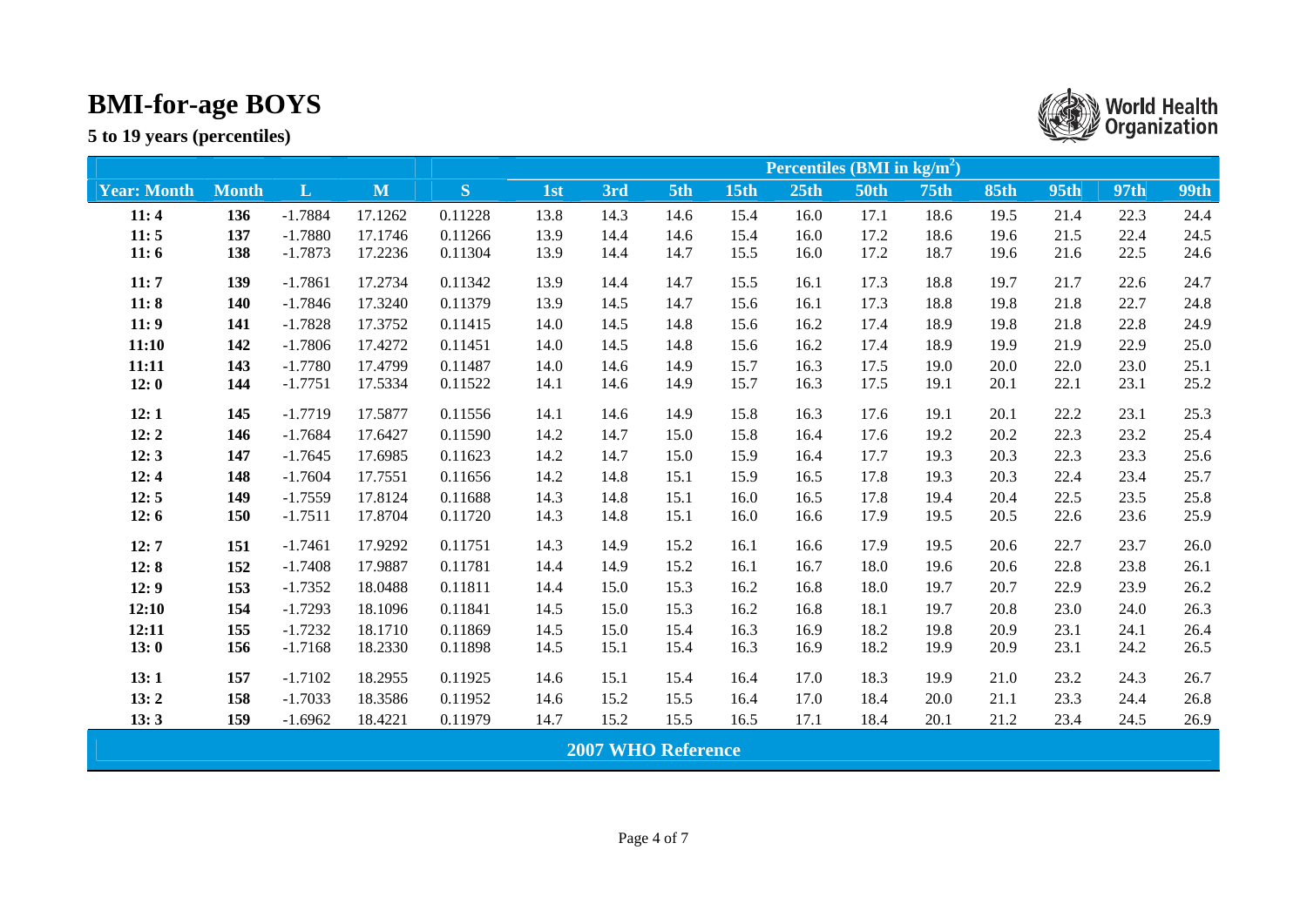# BMI-for-age BOYS

## 5 to 19 years (percentiles)

| | | | | | Percentiles (BMI in kg/m$^2$) | | | | | | | | | | |
|---|---|---|---|---|---|---|---|---|---|---|---|---|---|---|---|
| Year: Month | Month | L | M | S | 1st | 3rd | 5th | 15th | 25th | 50th | 75th | 85th | 95th | 97th | 99th |
| 11: 4 | 136 | -1.7884 | 17.1262 | 0.11228 | 13.8 | 14.3 | 14.6 | 15.4 | 16.0 | 17.1 | 18.6 | 19.5 | 21.4 | 22.3 | 24.4 |
| 11: 5 | 137 | -1.7880 | 17.1746 | 0.11266 | 13.9 | 14.4 | 14.6 | 15.4 | 16.0 | 17.2 | 18.6 | 19.6 | 21.5 | 22.4 | 24.5 |
| 11: 6 | 138 | -1.7873 | 17.2236 | 0.11304 | 13.9 | 14.4 | 14.7 | 15.5 | 16.0 | 17.2 | 18.7 | 19.6 | 21.6 | 22.5 | 24.6 |
| 11: 7 | 139 | -1.7861 | 17.2734 | 0.11342 | 13.9 | 14.4 | 14.7 | 15.5 | 16.1 | 17.3 | 18.8 | 19.7 | 21.7 | 22.6 | 24.7 |
| 11: 8 | 140 | -1.7846 | 17.3240 | 0.11379 | 13.9 | 14.5 | 14.7 | 15.6 | 16.1 | 17.3 | 18.8 | 19.8 | 21.8 | 22.7 | 24.8 |
| 11: 9 | 141 | -1.7828 | 17.3752 | 0.11415 | 14.0 | 14.5 | 14.8 | 15.6 | 16.2 | 17.4 | 18.9 | 19.8 | 21.8 | 22.8 | 24.9 |
| 11:10 | 142 | -1.7806 | 17.4272 | 0.11451 | 14.0 | 14.5 | 14.8 | 15.6 | 16.2 | 17.4 | 18.9 | 19.9 | 21.9 | 22.9 | 25.0 |
| 11:11 | 143 | -1.7780 | 17.4799 | 0.11487 | 14.0 | 14.6 | 14.9 | 15.7 | 16.3 | 17.5 | 19.0 | 20.0 | 22.0 | 23.0 | 25.1 |
| 12: 0 | 144 | -1.7751 | 17.5334 | 0.11522 | 14.1 | 14.6 | 14.9 | 15.7 | 16.3 | 17.5 | 19.1 | 20.1 | 22.1 | 23.1 | 25.2 |
| 12: 1 | 145 | -1.7719 | 17.5877 | 0.11556 | 14.1 | 14.6 | 14.9 | 15.8 | 16.3 | 17.6 | 19.1 | 20.1 | 22.2 | 23.1 | 25.3 |
| 12: 2 | 146 | -1.7684 | 17.6427 | 0.11590 | 14.2 | 14.7 | 15.0 | 15.8 | 16.4 | 17.6 | 19.2 | 20.2 | 22.3 | 23.2 | 25.4 |
| 12: 3 | 147 | -1.7645 | 17.6985 | 0.11623 | 14.2 | 14.7 | 15.0 | 15.9 | 16.4 | 17.7 | 19.3 | 20.3 | 22.3 | 23.3 | 25.6 |
| 12: 4 | 148 | -1.7604 | 17.7551 | 0.11656 | 14.2 | 14.8 | 15.1 | 15.9 | 16.5 | 17.8 | 19.3 | 20.3 | 22.4 | 23.4 | 25.7 |
| 12: 5 | 149 | -1.7559 | 17.8124 | 0.11688 | 14.3 | 14.8 | 15.1 | 16.0 | 16.5 | 17.8 | 19.4 | 20.4 | 22.5 | 23.5 | 25.8 |
| 12: 6 | 150 | -1.7511 | 17.8704 | 0.11720 | 14.3 | 14.8 | 15.1 | 16.0 | 16.6 | 17.9 | 19.5 | 20.5 | 22.6 | 23.6 | 25.9 |
| 12: 7 | 151 | -1.7461 | 17.9292 | 0.11751 | 14.3 | 14.9 | 15.2 | 16.1 | 16.6 | 17.9 | 19.5 | 20.6 | 22.7 | 23.7 | 26.0 |
| 12: 8 | 152 | -1.7408 | 17.9887 | 0.11781 | 14.4 | 14.9 | 15.2 | 16.1 | 16.7 | 18.0 | 19.6 | 20.6 | 22.8 | 23.8 | 26.1 |
| 12: 9 | 153 | -1.7352 | 18.0488 | 0.11811 | 14.4 | 15.0 | 15.3 | 16.2 | 16.8 | 18.0 | 19.7 | 20.7 | 22.9 | 23.9 | 26.2 |
| 12:10 | 154 | -1.7293 | 18.1096 | 0.11841 | 14.5 | 15.0 | 15.3 | 16.2 | 16.8 | 18.1 | 19.7 | 20.8 | 23.0 | 24.0 | 26.3 |
| 12:11 | 155 | -1.7232 | 18.1710 | 0.11869 | 14.5 | 15.0 | 15.4 | 16.3 | 16.9 | 18.2 | 19.8 | 20.9 | 23.1 | 24.1 | 26.4 |
| 13: 0 | 156 | -1.7168 | 18.2330 | 0.11898 | 14.5 | 15.1 | 15.4 | 16.3 | 16.9 | 18.2 | 19.9 | 20.9 | 23.1 | 24.2 | 26.5 |
| 13: 1 | 157 | -1.7102 | 18.2955 | 0.11925 | 14.6 | 15.1 | 15.4 | 16.4 | 17.0 | 18.3 | 19.9 | 21.0 | 23.2 | 24.3 | 26.7 |
| 13: 2 | 158 | -1.7033 | 18.3586 | 0.11952 | 14.6 | 15.2 | 15.5 | 16.4 | 17.0 | 18.4 | 20.0 | 21.1 | 23.3 | 24.4 | 26.8 |
| 13: 3 | 159 | -1.6962 | 18.4221 | 0.11979 | 14.7 | 15.2 | 15.5 | 16.5 | 17.1 | 18.4 | 20.1 | 21.2 | 23.4 | 24.5 | 26.9 |

2007 WHO Reference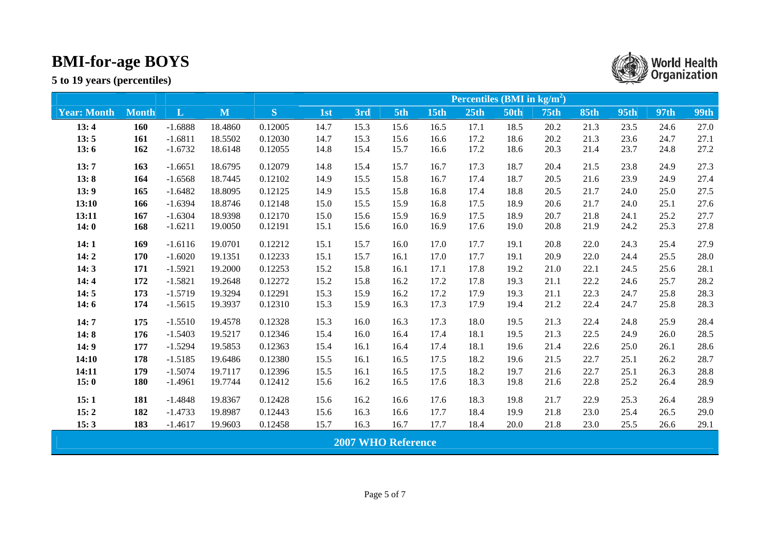# BMI-for-age BOYS

**5 to 19 years (percentiles)**

| | | | | | Percentiles (BMI in kg/m$^2$) | | | | | | | | | | |
|---|---|---|---|---|---|---|---|---|---|---|---|---|---|---|---|
| **Year: Month** | **Month** | **L** | **M** | **S** | **1st** | **3rd** | **5th** | **15th** | **25th** | **50th** | **75th** | **85th** | **95th** | **97th** | **99th** |
| **13: 4** | **160** | -1.6888 | 18.4860 | 0.12005 | 14.7 | 15.3 | 15.6 | 16.5 | 17.1 | 18.5 | 20.2 | 21.3 | 23.5 | 24.6 | 27.0 |
| **13: 5** | **161** | -1.6811 | 18.5502 | 0.12030 | 14.7 | 15.3 | 15.6 | 16.6 | 17.2 | 18.6 | 20.2 | 21.3 | 23.6 | 24.7 | 27.1 |
| **13: 6** | **162** | -1.6732 | 18.6148 | 0.12055 | 14.8 | 15.4 | 15.7 | 16.6 | 17.2 | 18.6 | 20.3 | 21.4 | 23.7 | 24.8 | 27.2 |
| **13: 7** | **163** | -1.6651 | 18.6795 | 0.12079 | 14.8 | 15.4 | 15.7 | 16.7 | 17.3 | 18.7 | 20.4 | 21.5 | 23.8 | 24.9 | 27.3 |
| **13: 8** | **164** | -1.6568 | 18.7445 | 0.12102 | 14.9 | 15.5 | 15.8 | 16.7 | 17.4 | 18.7 | 20.5 | 21.6 | 23.9 | 24.9 | 27.4 |
| **13: 9** | **165** | -1.6482 | 18.8095 | 0.12125 | 14.9 | 15.5 | 15.8 | 16.8 | 17.4 | 18.8 | 20.5 | 21.7 | 24.0 | 25.0 | 27.5 |
| **13:10** | **166** | -1.6394 | 18.8746 | 0.12148 | 15.0 | 15.5 | 15.9 | 16.8 | 17.5 | 18.9 | 20.6 | 21.7 | 24.0 | 25.1 | 27.6 |
| **13:11** | **167** | -1.6304 | 18.9398 | 0.12170 | 15.0 | 15.6 | 15.9 | 16.9 | 17.5 | 18.9 | 20.7 | 21.8 | 24.1 | 25.2 | 27.7 |
| **14: 0** | **168** | -1.6211 | 19.0050 | 0.12191 | 15.1 | 15.6 | 16.0 | 16.9 | 17.6 | 19.0 | 20.8 | 21.9 | 24.2 | 25.3 | 27.8 |
| **14: 1** | **169** | -1.6116 | 19.0701 | 0.12212 | 15.1 | 15.7 | 16.0 | 17.0 | 17.7 | 19.1 | 20.8 | 22.0 | 24.3 | 25.4 | 27.9 |
| **14: 2** | **170** | -1.6020 | 19.1351 | 0.12233 | 15.1 | 15.7 | 16.1 | 17.0 | 17.7 | 19.1 | 20.9 | 22.0 | 24.4 | 25.5 | 28.0 |
| **14: 3** | **171** | -1.5921 | 19.2000 | 0.12253 | 15.2 | 15.8 | 16.1 | 17.1 | 17.8 | 19.2 | 21.0 | 22.1 | 24.5 | 25.6 | 28.1 |
| **14: 4** | **172** | -1.5821 | 19.2648 | 0.12272 | 15.2 | 15.8 | 16.2 | 17.2 | 17.8 | 19.3 | 21.1 | 22.2 | 24.6 | 25.7 | 28.2 |
| **14: 5** | **173** | -1.5719 | 19.3294 | 0.12291 | 15.3 | 15.9 | 16.2 | 17.2 | 17.9 | 19.3 | 21.1 | 22.3 | 24.7 | 25.8 | 28.3 |
| **14: 6** | **174** | -1.5615 | 19.3937 | 0.12310 | 15.3 | 15.9 | 16.3 | 17.3 | 17.9 | 19.4 | 21.2 | 22.4 | 24.7 | 25.8 | 28.3 |
| **14: 7** | **175** | -1.5510 | 19.4578 | 0.12328 | 15.3 | 16.0 | 16.3 | 17.3 | 18.0 | 19.5 | 21.3 | 22.4 | 24.8 | 25.9 | 28.4 |
| **14: 8** | **176** | -1.5403 | 19.5217 | 0.12346 | 15.4 | 16.0 | 16.4 | 17.4 | 18.1 | 19.5 | 21.3 | 22.5 | 24.9 | 26.0 | 28.5 |
| **14: 9** | **177** | -1.5294 | 19.5853 | 0.12363 | 15.4 | 16.1 | 16.4 | 17.4 | 18.1 | 19.6 | 21.4 | 22.6 | 25.0 | 26.1 | 28.6 |
| **14:10** | **178** | -1.5185 | 19.6486 | 0.12380 | 15.5 | 16.1 | 16.5 | 17.5 | 18.2 | 19.6 | 21.5 | 22.7 | 25.1 | 26.2 | 28.7 |
| **14:11** | **179** | -1.5074 | 19.7117 | 0.12396 | 15.5 | 16.1 | 16.5 | 17.5 | 18.2 | 19.7 | 21.6 | 22.7 | 25.1 | 26.3 | 28.8 |
| **15: 0** | **180** | -1.4961 | 19.7744 | 0.12412 | 15.6 | 16.2 | 16.5 | 17.6 | 18.3 | 19.8 | 21.6 | 22.8 | 25.2 | 26.4 | 28.9 |
| **15: 1** | **181** | -1.4848 | 19.8367 | 0.12428 | 15.6 | 16.2 | 16.6 | 17.6 | 18.3 | 19.8 | 21.7 | 22.9 | 25.3 | 26.4 | 28.9 |
| **15: 2** | **182** | -1.4733 | 19.8987 | 0.12443 | 15.6 | 16.3 | 16.6 | 17.7 | 18.4 | 19.9 | 21.8 | 23.0 | 25.4 | 26.5 | 29.0 |
| **15: 3** | **183** | -1.4617 | 19.9603 | 0.12458 | 15.7 | 16.3 | 16.7 | 17.7 | 18.4 | 20.0 | 21.8 | 23.0 | 25.5 | 26.6 | 29.1 |

**2007 WHO Reference**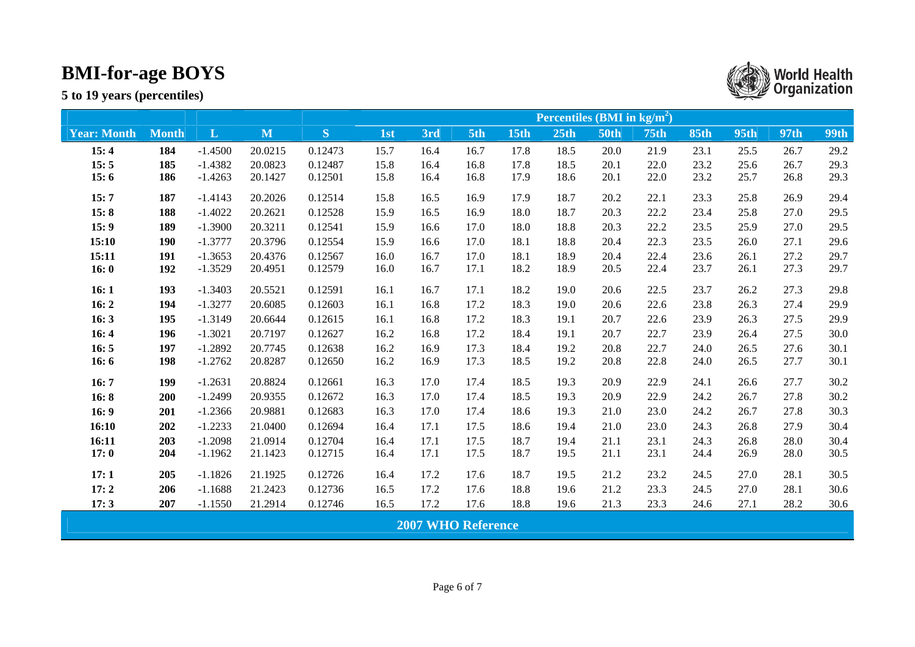# BMI-for-age BOYS

## 5 to 19 years (percentiles)

| | | | | | Percentiles (BMI in kg/m$^2$) | | | | | | | | | | |
|---|---|---|---|---|---|---|---|---|---|---|---|---|---|---|---|
| **Year: Month** | **Month** | **L** | **M** | **S** | **1st** | **3rd** | **5th** | **15th** | **25th** | **50th** | **75th** | **85th** | **95th** | **97th** | **99th** |
| **15: 4** | **184** | -1.4500 | 20.0215 | 0.12473 | 15.7 | 16.4 | 16.7 | 17.8 | 18.5 | 20.0 | 21.9 | 23.1 | 25.5 | 26.7 | 29.2 |
| **15: 5** | **185** | -1.4382 | 20.0823 | 0.12487 | 15.8 | 16.4 | 16.8 | 17.8 | 18.5 | 20.1 | 22.0 | 23.2 | 25.6 | 26.7 | 29.3 |
| **15: 6** | **186** | -1.4263 | 20.1427 | 0.12501 | 15.8 | 16.4 | 16.8 | 17.9 | 18.6 | 20.1 | 22.0 | 23.2 | 25.7 | 26.8 | 29.3 |
| **15: 7** | **187** | -1.4143 | 20.2026 | 0.12514 | 15.8 | 16.5 | 16.9 | 17.9 | 18.7 | 20.2 | 22.1 | 23.3 | 25.8 | 26.9 | 29.4 |
| **15: 8** | **188** | -1.4022 | 20.2621 | 0.12528 | 15.9 | 16.5 | 16.9 | 18.0 | 18.7 | 20.3 | 22.2 | 23.4 | 25.8 | 27.0 | 29.5 |
| **15: 9** | **189** | -1.3900 | 20.3211 | 0.12541 | 15.9 | 16.6 | 17.0 | 18.0 | 18.8 | 20.3 | 22.2 | 23.5 | 25.9 | 27.0 | 29.5 |
| **15:10** | **190** | -1.3777 | 20.3796 | 0.12554 | 15.9 | 16.6 | 17.0 | 18.1 | 18.8 | 20.4 | 22.3 | 23.5 | 26.0 | 27.1 | 29.6 |
| **15:11** | **191** | -1.3653 | 20.4376 | 0.12567 | 16.0 | 16.7 | 17.0 | 18.1 | 18.9 | 20.4 | 22.4 | 23.6 | 26.1 | 27.2 | 29.7 |
| **16: 0** | **192** | -1.3529 | 20.4951 | 0.12579 | 16.0 | 16.7 | 17.1 | 18.2 | 18.9 | 20.5 | 22.4 | 23.7 | 26.1 | 27.3 | 29.7 |
| **16: 1** | **193** | -1.3403 | 20.5521 | 0.12591 | 16.1 | 16.7 | 17.1 | 18.2 | 19.0 | 20.6 | 22.5 | 23.7 | 26.2 | 27.3 | 29.8 |
| **16: 2** | **194** | -1.3277 | 20.6085 | 0.12603 | 16.1 | 16.8 | 17.2 | 18.3 | 19.0 | 20.6 | 22.6 | 23.8 | 26.3 | 27.4 | 29.9 |
| **16: 3** | **195** | -1.3149 | 20.6644 | 0.12615 | 16.1 | 16.8 | 17.2 | 18.3 | 19.1 | 20.7 | 22.6 | 23.9 | 26.3 | 27.5 | 29.9 |
| **16: 4** | **196** | -1.3021 | 20.7197 | 0.12627 | 16.2 | 16.8 | 17.2 | 18.4 | 19.1 | 20.7 | 22.7 | 23.9 | 26.4 | 27.5 | 30.0 |
| **16: 5** | **197** | -1.2892 | 20.7745 | 0.12638 | 16.2 | 16.9 | 17.3 | 18.4 | 19.2 | 20.8 | 22.7 | 24.0 | 26.5 | 27.6 | 30.1 |
| **16: 6** | **198** | -1.2762 | 20.8287 | 0.12650 | 16.2 | 16.9 | 17.3 | 18.5 | 19.2 | 20.8 | 22.8 | 24.0 | 26.5 | 27.7 | 30.1 |
| **16: 7** | **199** | -1.2631 | 20.8824 | 0.12661 | 16.3 | 17.0 | 17.4 | 18.5 | 19.3 | 20.9 | 22.9 | 24.1 | 26.6 | 27.7 | 30.2 |
| **16: 8** | **200** | -1.2499 | 20.9355 | 0.12672 | 16.3 | 17.0 | 17.4 | 18.5 | 19.3 | 20.9 | 22.9 | 24.2 | 26.7 | 27.8 | 30.2 |
| **16: 9** | **201** | -1.2366 | 20.9881 | 0.12683 | 16.3 | 17.0 | 17.4 | 18.6 | 19.3 | 21.0 | 23.0 | 24.2 | 26.7 | 27.8 | 30.3 |
| **16:10** | **202** | -1.2233 | 21.0400 | 0.12694 | 16.4 | 17.1 | 17.5 | 18.6 | 19.4 | 21.0 | 23.0 | 24.3 | 26.8 | 27.9 | 30.4 |
| **16:11** | **203** | -1.2098 | 21.0914 | 0.12704 | 16.4 | 17.1 | 17.5 | 18.7 | 19.4 | 21.1 | 23.1 | 24.3 | 26.8 | 28.0 | 30.4 |
| **17: 0** | **204** | -1.1962 | 21.1423 | 0.12715 | 16.4 | 17.1 | 17.5 | 18.7 | 19.5 | 21.1 | 23.1 | 24.4 | 26.9 | 28.0 | 30.5 |
| **17: 1** | **205** | -1.1826 | 21.1925 | 0.12726 | 16.4 | 17.2 | 17.6 | 18.7 | 19.5 | 21.2 | 23.2 | 24.5 | 27.0 | 28.1 | 30.5 |
| **17: 2** | **206** | -1.1688 | 21.2423 | 0.12736 | 16.5 | 17.2 | 17.6 | 18.8 | 19.6 | 21.2 | 23.3 | 24.5 | 27.0 | 28.1 | 30.6 |
| **17: 3** | **207** | -1.1550 | 21.2914 | 0.12746 | 16.5 | 17.2 | 17.6 | 18.8 | 19.6 | 21.3 | 23.3 | 24.6 | 27.1 | 28.2 | 30.6 |

**2007 WHO Reference**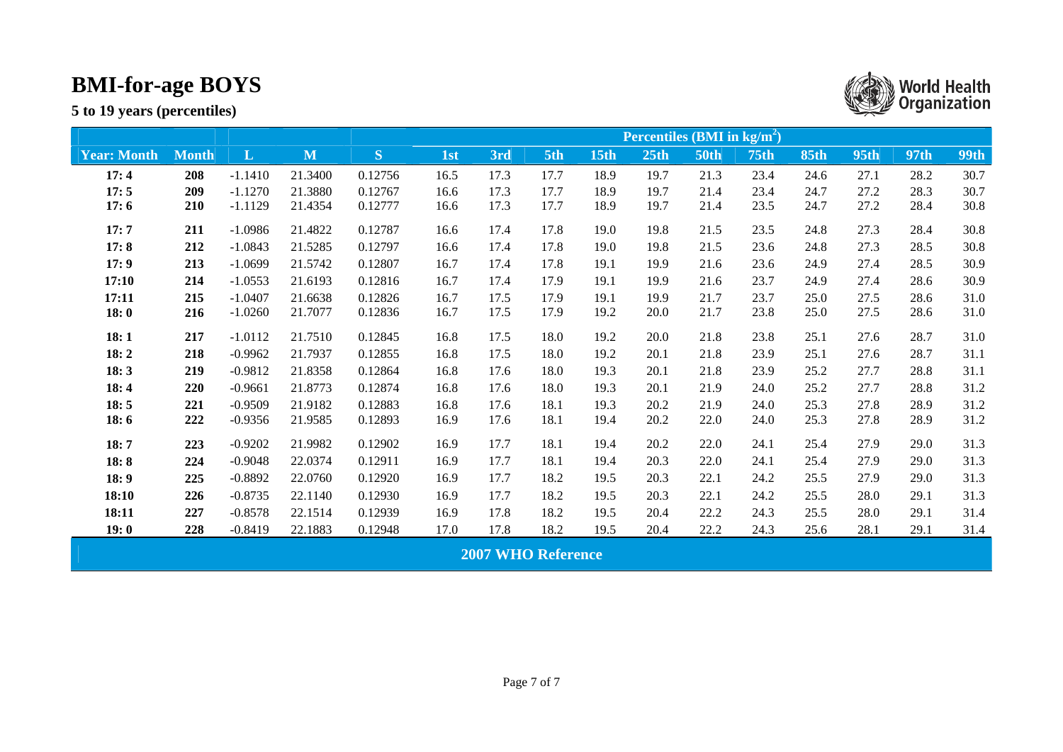# BMI-for-age BOYS

**5 to 19 years (percentiles)**

World Health Organization

| | | | | | Percentiles (BMI in $kg/m^2$) | | | | | | | | | | |
|---|---|---|---|---|---|---|---|---|---|---|---|---|---|---|---|
| Year: Month | Month | L | M | S | 1st | 3rd | 5th | 15th | 25th | 50th | 75th | 85th | 95th | 97th | 99th |
| 17: 4 | 208 | -1.1410 | 21.3400 | 0.12756 | 16.5 | 17.3 | 17.7 | 18.9 | 19.7 | 21.3 | 23.4 | 24.6 | 27.1 | 28.2 | 30.7 |
| 17: 5 | 209 | -1.1270 | 21.3880 | 0.12767 | 16.6 | 17.3 | 17.7 | 18.9 | 19.7 | 21.4 | 23.4 | 24.7 | 27.2 | 28.3 | 30.7 |
| 17: 6 | 210 | -1.1129 | 21.4354 | 0.12777 | 16.6 | 17.3 | 17.7 | 18.9 | 19.7 | 21.4 | 23.5 | 24.7 | 27.2 | 28.4 | 30.8 |
| 17: 7 | 211 | -1.0986 | 21.4822 | 0.12787 | 16.6 | 17.4 | 17.8 | 19.0 | 19.8 | 21.5 | 23.5 | 24.8 | 27.3 | 28.4 | 30.8 |
| 17: 8 | 212 | -1.0843 | 21.5285 | 0.12797 | 16.6 | 17.4 | 17.8 | 19.0 | 19.8 | 21.5 | 23.6 | 24.8 | 27.3 | 28.5 | 30.8 |
| 17: 9 | 213 | -1.0699 | 21.5742 | 0.12807 | 16.7 | 17.4 | 17.8 | 19.1 | 19.9 | 21.6 | 23.6 | 24.9 | 27.4 | 28.5 | 30.9 |
| 17:10 | 214 | -1.0553 | 21.6193 | 0.12816 | 16.7 | 17.4 | 17.9 | 19.1 | 19.9 | 21.6 | 23.7 | 24.9 | 27.4 | 28.6 | 30.9 |
| 17:11 | 215 | -1.0407 | 21.6638 | 0.12826 | 16.7 | 17.5 | 17.9 | 19.1 | 19.9 | 21.7 | 23.7 | 25.0 | 27.5 | 28.6 | 31.0 |
| 18: 0 | 216 | -1.0260 | 21.7077 | 0.12836 | 16.7 | 17.5 | 17.9 | 19.2 | 20.0 | 21.7 | 23.8 | 25.0 | 27.5 | 28.6 | 31.0 |
| 18: 1 | 217 | -1.0112 | 21.7510 | 0.12845 | 16.8 | 17.5 | 18.0 | 19.2 | 20.0 | 21.8 | 23.8 | 25.1 | 27.6 | 28.7 | 31.0 |
| 18: 2 | 218 | -0.9962 | 21.7937 | 0.12855 | 16.8 | 17.5 | 18.0 | 19.2 | 20.1 | 21.8 | 23.9 | 25.1 | 27.6 | 28.7 | 31.1 |
| 18: 3 | 219 | -0.9812 | 21.8358 | 0.12864 | 16.8 | 17.6 | 18.0 | 19.3 | 20.1 | 21.8 | 23.9 | 25.2 | 27.7 | 28.8 | 31.1 |
| 18: 4 | 220 | -0.9661 | 21.8773 | 0.12874 | 16.8 | 17.6 | 18.0 | 19.3 | 20.1 | 21.9 | 24.0 | 25.2 | 27.7 | 28.8 | 31.2 |
| 18: 5 | 221 | -0.9509 | 21.9182 | 0.12883 | 16.8 | 17.6 | 18.1 | 19.3 | 20.2 | 21.9 | 24.0 | 25.3 | 27.8 | 28.9 | 31.2 |
| 18: 6 | 222 | -0.9356 | 21.9585 | 0.12893 | 16.9 | 17.6 | 18.1 | 19.4 | 20.2 | 22.0 | 24.0 | 25.3 | 27.8 | 28.9 | 31.2 |
| 18: 7 | 223 | -0.9202 | 21.9982 | 0.12902 | 16.9 | 17.7 | 18.1 | 19.4 | 20.2 | 22.0 | 24.1 | 25.4 | 27.9 | 29.0 | 31.3 |
| 18: 8 | 224 | -0.9048 | 22.0374 | 0.12911 | 16.9 | 17.7 | 18.1 | 19.4 | 20.3 | 22.0 | 24.1 | 25.4 | 27.9 | 29.0 | 31.3 |
| 18: 9 | 225 | -0.8892 | 22.0760 | 0.12920 | 16.9 | 17.7 | 18.2 | 19.5 | 20.3 | 22.1 | 24.2 | 25.5 | 27.9 | 29.0 | 31.3 |
| 18:10 | 226 | -0.8735 | 22.1140 | 0.12930 | 16.9 | 17.7 | 18.2 | 19.5 | 20.3 | 22.1 | 24.2 | 25.5 | 28.0 | 29.1 | 31.3 |
| 18:11 | 227 | -0.8578 | 22.1514 | 0.12939 | 16.9 | 17.8 | 18.2 | 19.5 | 20.4 | 22.2 | 24.3 | 25.5 | 28.0 | 29.1 | 31.4 |
| 19: 0 | 228 | -0.8419 | 22.1883 | 0.12948 | 17.0 | 17.8 | 18.2 | 19.5 | 20.4 | 22.2 | 24.3 | 25.6 | 28.1 | 29.1 | 31.4 |

**2007 WHO Reference**